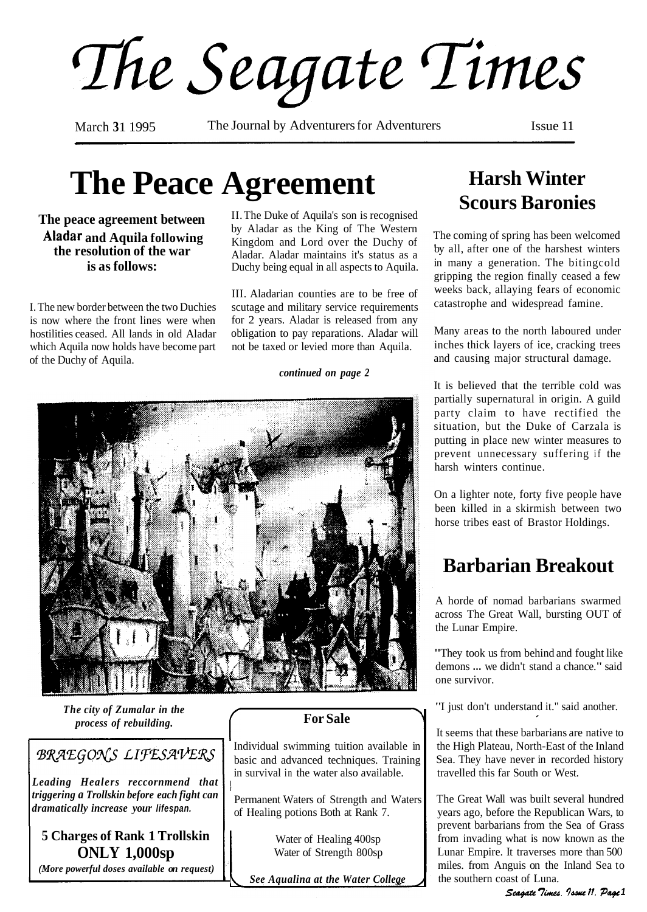# The Seagate Times

March 31 1995 — The Journal by Adventurers for Adventurers — Issue 11

## The Peace Agreement

**The peace agreement between Aladar and Aquila following the resolution of the war is as follows:**

I. The new border between the two Duchies is now where the front lines were when hostilities ceased. All lands in old Aladar which Aquila now holds have become part of the Duchy of Aquila.

II. The Duke of Aquila's son is recognised by Aladar as the King of The Western Kingdom and Lord over the Duchy of Aladar. Aladar maintains it's status as a Duchy being equal in all aspects to Aquila.

III. Aladarian counties are to be free of scutage and military service requirements for 2 years. Aladar is released from any obligation to pay reparations. Aladar will not be taxed or levied more than Aquila.

*continued on page 2*

*The city of Zumalar in the process of rebuilding.*

## Harsh Winter Scours Baronies

The coming of spring has been welcomed by all, after one of the harshest winters in many a generation. The bitingcold gripping the region finally ceased a few weeks back, allaying fears of economic catastrophe and widespread famine.

Many areas to the north laboured under inches thick layers of ice, cracking trees and causing major structural damage.

It is believed that the terrible cold was partially supernatural in origin. A guild party claim to have rectified the situation, but the Duke of Carzala is putting in place new winter measures to prevent unnecessary suffering if the harsh winters continue.

On a lighter note, forty five people have been killed in a skirmish between two horse tribes east of Brastor Holdings.

## Barbarian Breakout

A horde of nomad barbarians swarmed across The Great Wall, bursting OUT of the Lunar Empire.

"They took us from behind and fought like demons ... we didn't stand a chance." said one survivor.

"I just don't understand it." said another.

It seems that these barbarians are native to the High Plateau, North-East of the Inland Sea. They have never in recorded history travelled this far South or West.

The Great Wall was built several hundred years ago, before the Republican Wars, to prevent barbarians from the Sea of Grass from invading what is now known as the Lunar Empire. It traverses more than 500 miles. from Anguis on the Inland Sea to the southern coast of Luna.

---

### BRAEGON'S LIFESAVERS

***Leading Healers reccornmend that triggering a Trollskin before each fight can dramatically increase your lifespan.***

**5 Charges of Rank 1 Trollskin**
**ONLY 1,000sp**
*(More powerful doses available on request)*

---

### For Sale

Individual swimming tuition available in basic and advanced techniques. Training in survival in the water also available.

Permanent Waters of Strength and Waters of Healing potions Both at Rank 7.

Water of Healing 400sp
Water of Strength 800sp

***See Aqualina at the Water College***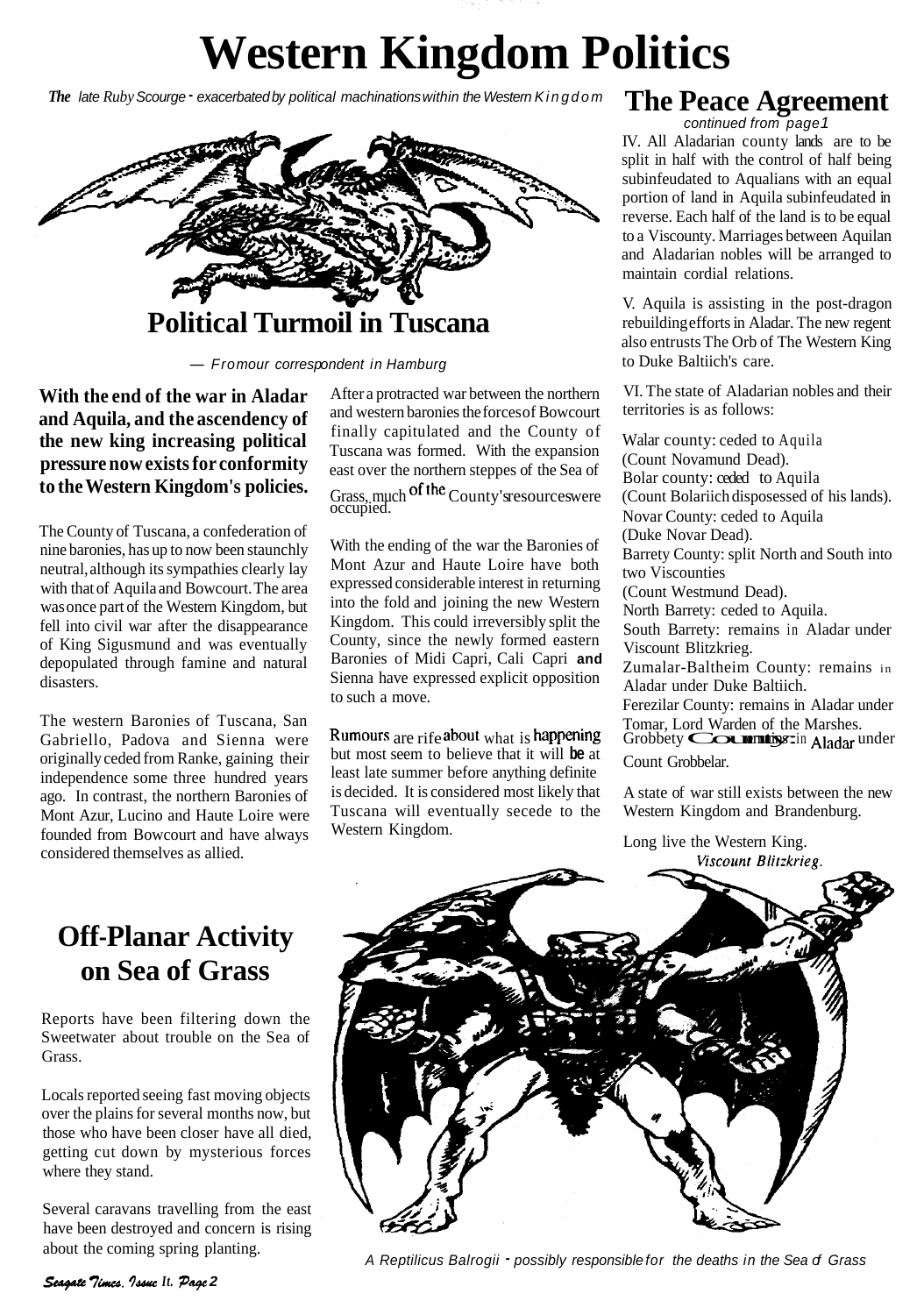# Western Kingdom Politics

*The late Ruby Scourge - exacerbated by political machinations within the Western Kingdom*

## Political Turmoil in Tuscana

*— From our correspondent in Hamburg*

**With the end of the war in Aladar and Aquila, and the ascendency of the new king increasing political pressure now exists for conformity to the Western Kingdom's policies.**

The County of Tuscana, a confederation of nine baronies, has up to now been staunchly neutral, although its sympathies clearly lay with that of Aquila and Bowcourt. The area was once part of the Western Kingdom, but fell into civil war after the disappearance of King Sigusmund and was eventually depopulated through famine and natural disasters.

The western Baronies of Tuscana, San Gabriello, Padova and Sienna were originally ceded from Ranke, gaining their independence some three hundred years ago. In contrast, the northern Baronies of Mont Azur, Lucino and Haute Loire were founded from Bowcourt and have always considered themselves as allied.

After a protracted war between the northern and western baronies the forces of Bowcourt finally capitulated and the County of Tuscana was formed. With the expansion east over the northern steppes of the Sea of Grass, much of the County's resources were occupied.

With the ending of the war the Baronies of Mont Azur and Haute Loire have both expressed considerable interest in returning into the fold and joining the new Western Kingdom. This could irreversibly split the County, since the newly formed eastern Baronies of Midi Capri, Cali Capri and Sienna have expressed explicit opposition to such a move.

Rumours are rife about what is happening but most seem to believe that it will be at least late summer before anything definite is decided. It is considered most likely that Tuscana will eventually secede to the Western Kingdom.

## The Peace Agreement

*continued from page 1*

IV. All Aladarian county lands are to be split in half with the control of half being subinfeudated to Aqualians with an equal portion of land in Aquila subinfeudated in reverse. Each half of the land is to be equal to a Viscounty. Marriages between Aquilan and Aladarian nobles will be arranged to maintain cordial relations.

V. Aquila is assisting in the post-dragon rebuilding efforts in Aladar. The new regent also entrusts The Orb of The Western King to Duke Baltiich's care.

VI. The state of Aladarian nobles and their territories is as follows:

Walar county: ceded to Aquila
(Count Novamund Dead).
Bolar county: ceded to Aquila
(Count Bolariich disposessed of his lands).
Novar County: ceded to Aquila
(Duke Novar Dead).
Barrety County: split North and South into two Viscounties
(Count Westmund Dead).
North Barrety: ceded to Aquila.
South Barrety: remains in Aladar under Viscount Blitzkrieg.
Zumalar-Baltheim County: remains in Aladar under Duke Baltiich.
Ferezilar County: remains in Aladar under Tomar, Lord Warden of the Marshes.
Grobbety County: in Aladar under Count Grobbelar.

A state of war still exists between the new Western Kingdom and Brandenburg.

Long live the Western King.
*Viscount Blitzkrieg.*

## Off-Planar Activity on Sea of Grass

Reports have been filtering down the Sweetwater about trouble on the Sea of Grass.

Locals reported seeing fast moving objects over the plains for several months now, but those who have been closer have all died, getting cut down by mysterious forces where they stand.

Several caravans travelling from the east have been destroyed and concern is rising about the coming spring planting.

*A Reptilicus Balrogii - possibly responsible for the deaths in the Sea of Grass*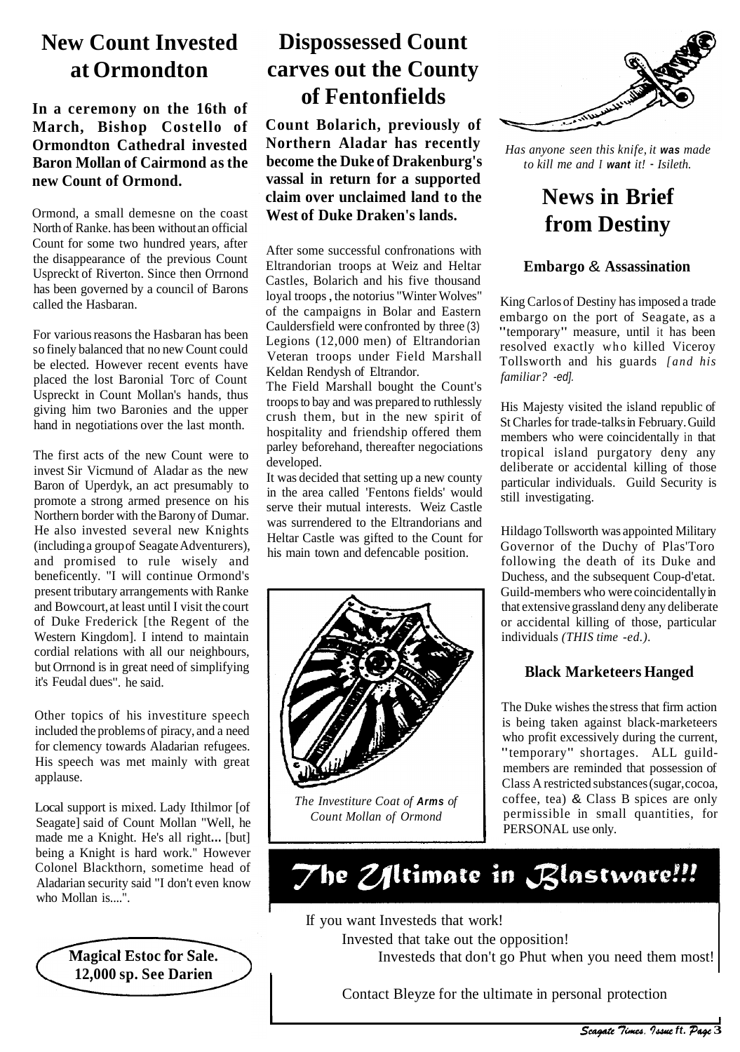## New Count Invested at Ormondton

**In a ceremony on the 16th of March, Bishop Costello of Ormondton Cathedral invested Baron Mollan of Cairmond as the new Count of Ormond.**

Ormond, a small demesne on the coast North of Ranke. has been without an official Count for some two hundred years, after the disappearance of the previous Count Uspreckt of Riverton. Since then Orrnond has been governed by a council of Barons called the Hasbaran.

For various reasons the Hasbaran has been so finely balanced that no new Count could be elected. However recent events have placed the lost Baronial Torc of Count Uspreckt in Count Mollan's hands, thus giving him two Baronies and the upper hand in negotiations over the last month.

The first acts of the new Count were to invest Sir Vicmund of Aladar as the new Baron of Uperdyk, an act presumably to promote a strong armed presence on his Northern border with the Barony of Dumar. He also invested several new Knights (including a group of Seagate Adventurers), and promised to rule wisely and beneficently. "I will continue Ormond's present tributary arrangements with Ranke and Bowcourt, at least until I visit the court of Duke Frederick [the Regent of the Western Kingdom]. I intend to maintain cordial relations with all our neighbours, but Orrnond is in great need of simplifying it's Feudal dues". he said.

Other topics of his investiture speech included the problems of piracy, and a need for clemency towards Aladarian refugees. His speech was met mainly with great applause.

Local support is mixed. Lady Ithilmor [of Seagate] said of Count Mollan "Well, he made me a Knight. He's all right... [but] being a Knight is hard work." However Colonel Blackthorn, sometime head of Aladarian security said "I don't even know who Mollan is....".

**Magical Estoc for Sale. 12,000 sp. See Darien**

## Dispossessed Count carves out the County of Fentonfields

**Count Bolarich, previously of Northern Aladar has recently become the Duke of Drakenburg's vassal in return for a supported claim over unclaimed land to the West of Duke Draken's lands.**

After some successful confronations with Eltrandorian troops at Weiz and Heltar Castles, Bolarich and his five thousand loyal troops , the notorius "Winter Wolves" of the campaigns in Bolar and Eastern Cauldersfield were confronted by three (3) Legions (12,000 men) of Eltrandorian Veteran troops under Field Marshall Keldan Rendysh of Eltrandor.

The Field Marshall bought the Count's troops to bay and was prepared to ruthlessly crush them, but in the new spirit of hospitality and friendship offered them parley beforehand, thereafter negociations developed.

It was decided that setting up a new county in the area called 'Fentons fields' would serve their mutual interests. Weiz Castle was surrendered to the Eltrandorians and Heltar Castle was gifted to the Count for his main town and defencable position.

*The Investiture Coat of **Arms** of Count Mollan of Ormond*

*Has anyone seen this knife, it **was** made to kill me and I **want** it! - Isileth.*

## News in Brief from Destiny

### Embargo & Assassination

King Carlos of Destiny has imposed a trade embargo on the port of Seagate, as a "temporary" measure, until it has been resolved exactly who killed Viceroy Tollsworth and his guards *[and his familiar? -ed].*

His Majesty visited the island republic of St Charles for trade-talks in February. Guild members who were coincidentally in that tropical island purgatory deny any deliberate or accidental killing of those particular individuals. Guild Security is still investigating.

Hildago Tollsworth was appointed Military Governor of the Duchy of Plas'Toro following the death of its Duke and Duchess, and the subsequent Coup-d'etat. Guild-members who were coincidentally in that extensive grassland deny any deliberate or accidental killing of those, particular individuals *(THIS time -ed.)*.

### Black Marketeers Hanged

The Duke wishes the stress that firm action is being taken against black-marketeers who profit excessively during the current, "temporary" shortages. ALL guild-members are reminded that possession of Class A restricted substances (sugar, cocoa, coffee, tea) & Class B spices are only permissible in small quantities, for PERSONAL use only.

## The Ultimate in Blastware!!!

If you want Investeds that work!
Invested that take out the opposition!
Investeds that don't go Phut when you need them most!

Contact Bleyze for the ultimate in personal protection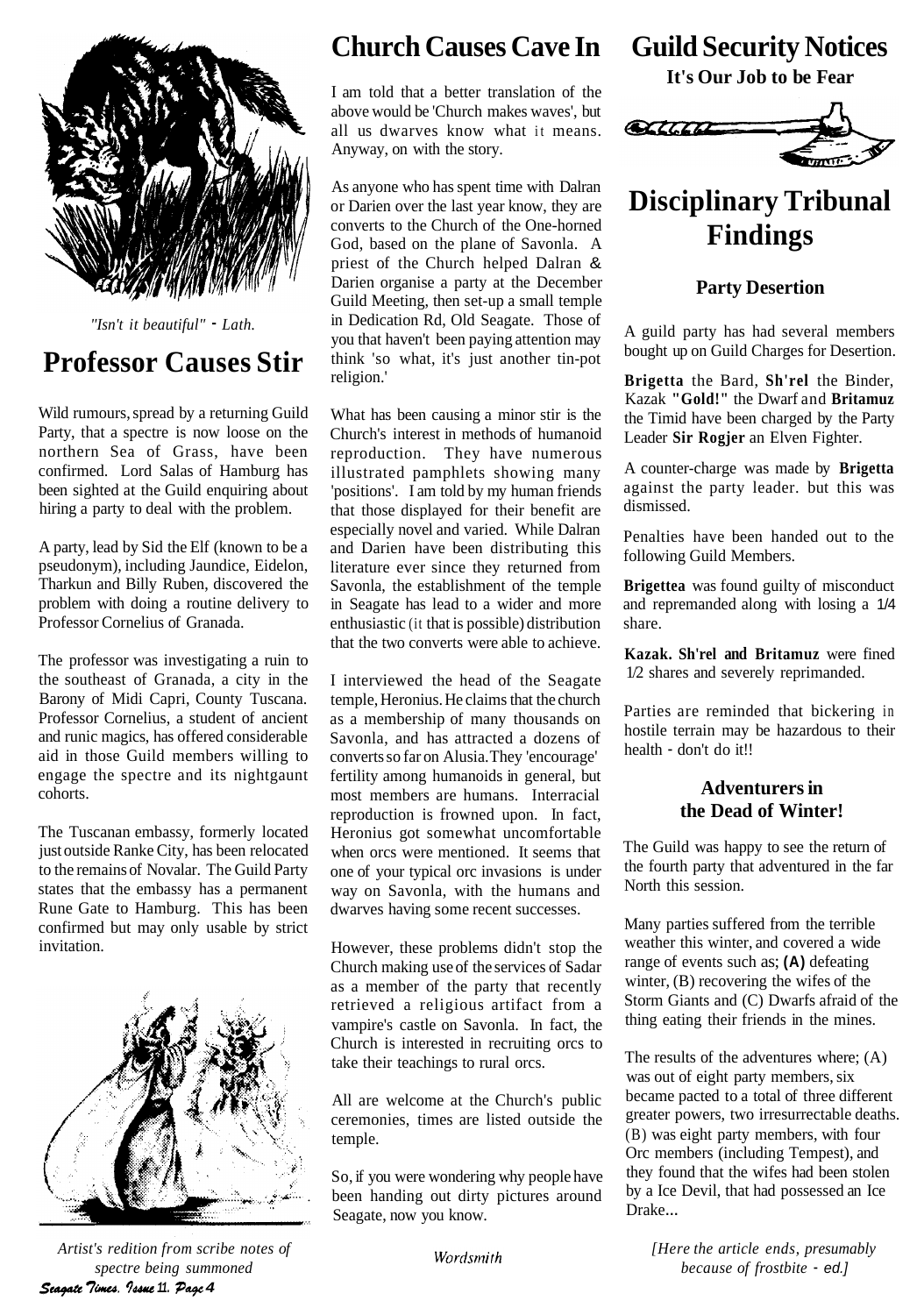*"Isn't it beautiful" - Lath.*

## Professor Causes Stir

Wild rumours, spread by a returning Guild Party, that a spectre is now loose on the northern Sea of Grass, have been confirmed. Lord Salas of Hamburg has been sighted at the Guild enquiring about hiring a party to deal with the problem.

A party, lead by Sid the Elf (known to be a pseudonym), including Jaundice, Eidelon, Tharkun and Billy Ruben, discovered the problem with doing a routine delivery to Professor Cornelius of Granada.

The professor was investigating a ruin to the southeast of Granada, a city in the Barony of Midi Capri, County Tuscana. Professor Cornelius, a student of ancient and runic magics, has offered considerable aid in those Guild members willing to engage the spectre and its nightgaunt cohorts.

The Tuscanan embassy, formerly located just outside Ranke City, has been relocated to the remains of Novalar. The Guild Party states that the embassy has a permanent Rune Gate to Hamburg. This has been confirmed but may only usable by strict invitation.

*Artist's redition from scribe notes of spectre being summoned*

## Church Causes Cave In

I am told that a better translation of the above would be 'Church makes waves', but all us dwarves know what it means. Anyway, on with the story.

As anyone who has spent time with Dalran or Darien over the last year know, they are converts to the Church of the One-horned God, based on the plane of Savonla. A priest of the Church helped Dalran & Darien organise a party at the December Guild Meeting, then set-up a small temple in Dedication Rd, Old Seagate. Those of you that haven't been paying attention may think 'so what, it's just another tin-pot religion.'

What has been causing a minor stir is the Church's interest in methods of humanoid reproduction. They have numerous illustrated pamphlets showing many 'positions'. I am told by my human friends that those displayed for their benefit are especially novel and varied. While Dalran and Darien have been distributing this literature ever since they returned from Savonla, the establishment of the temple in Seagate has lead to a wider and more enthusiastic (it that is possible) distribution that the two converts were able to achieve.

I interviewed the head of the Seagate temple, Heronius. He claims that the church as a membership of many thousands on Savonla, and has attracted a dozens of converts so far on Alusia. They 'encourage' fertility among humanoids in general, but most members are humans. Interracial reproduction is frowned upon. In fact, Heronius got somewhat uncomfortable when orcs were mentioned. It seems that one of your typical orc invasions is under way on Savonla, with the humans and dwarves having some recent successes.

However, these problems didn't stop the Church making use of the services of Sadar as a member of the party that recently retrieved a religious artifact from a vampire's castle on Savonla. In fact, the Church is interested in recruiting orcs to take their teachings to rural orcs.

All are welcome at the Church's public ceremonies, times are listed outside the temple.

So, if you were wondering why people have been handing out dirty pictures around Seagate, now you know.

*Wordsmith*

## Guild Security Notices

**It's Our Job to be Fear**

## Disciplinary Tribunal Findings

### Party Desertion

A guild party has had several members bought up on Guild Charges for Desertion.

**Brigetta** the Bard, **Sh'rel** the Binder, Kazak **"Gold!"** the Dwarf and **Britamuz** the Timid have been charged by the Party Leader **Sir Rogjer** an Elven Fighter.

A counter-charge was made by **Brigetta** against the party leader. but this was dismissed.

Penalties have been handed out to the following Guild Members.

**Brigettea** was found guilty of misconduct and repremanded along with losing a 1/4 share.

**Kazak. Sh'rel and Britamuz** were fined 1/2 shares and severely reprimanded.

Parties are reminded that bickering in hostile terrain may be hazardous to their health - don't do it!!

### Adventurers in the Dead of Winter!

The Guild was happy to see the return of the fourth party that adventured in the far North this session.

Many parties suffered from the terrible weather this winter, and covered a wide range of events such as; **(A)** defeating winter, (B) recovering the wifes of the Storm Giants and (C) Dwarfs afraid of the thing eating their friends in the mines.

The results of the adventures where; (A) was out of eight party members, six became pacted to a total of three different greater powers, two irresurrectable deaths. (B) was eight party members, with four Orc members (including Tempest), and they found that the wifes had been stolen by a Ice Devil, that had possessed an Ice Drake...

*[Here the article ends, presumably because of frostbite - ed.]*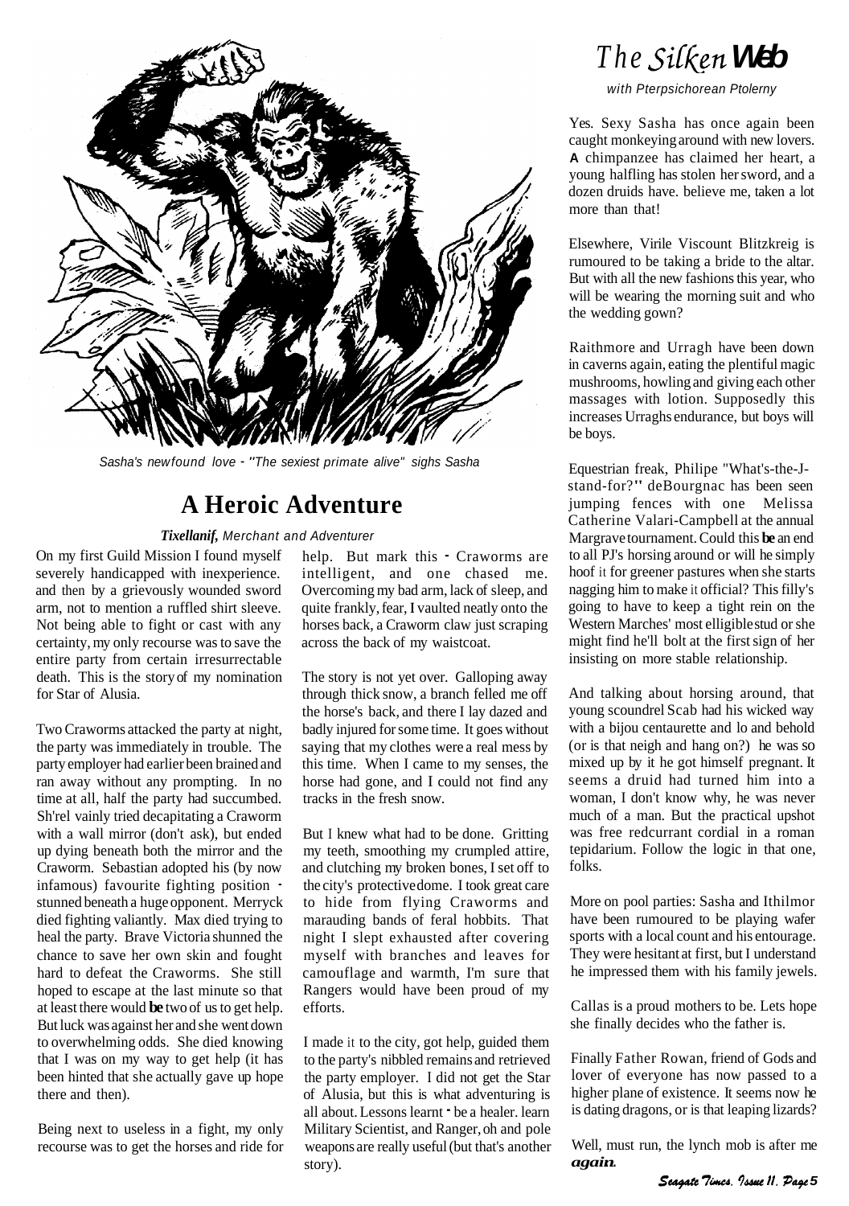Sasha's newfound love - "The sexiest primate alive" sighs Sasha

## A Heroic Adventure

***Tixellanif,*** *Merchant and Adventurer*

On my first Guild Mission I found myself severely handicapped with inexperience. and then by a grievously wounded sword arm, not to mention a ruffled shirt sleeve. Not being able to fight or cast with any certainty, my only recourse was to save the entire party from certain irresurrectable death. This is the story of my nomination for Star of Alusia.

Two Craworms attacked the party at night, the party was immediately in trouble. The party employer had earlier been brained and ran away without any prompting. In no time at all, half the party had succumbed. Sh'rel vainly tried decapitating a Craworm with a wall mirror (don't ask), but ended up dying beneath both the mirror and the Craworm. Sebastian adopted his (by now infamous) favourite fighting position - stunned beneath a huge opponent. Merryck died fighting valiantly. Max died trying to heal the party. Brave Victoria shunned the chance to save her own skin and fought hard to defeat the Craworms. She still hoped to escape at the last minute so that at least there would **be** two of us to get help. But luck was against her and she went down to overwhelming odds. She died knowing that I was on my way to get help (it has been hinted that she actually gave up hope there and then).

Being next to useless in a fight, my only recourse was to get the horses and ride for help. But mark this - Craworms are intelligent, and one chased me. Overcoming my bad arm, lack of sleep, and quite frankly, fear, I vaulted neatly onto the horses back, a Craworm claw just scraping across the back of my waistcoat.

The story is not yet over. Galloping away through thick snow, a branch felled me off the horse's back, and there I lay dazed and badly injured for some time. It goes without saying that my clothes were a real mess by this time. When I came to my senses, the horse had gone, and I could not find any tracks in the fresh snow.

But I knew what had to be done. Gritting my teeth, smoothing my crumpled attire, and clutching my broken bones, I set off to the city's protective dome. I took great care to hide from flying Craworms and marauding bands of feral hobbits. That night I slept exhausted after covering myself with branches and leaves for camouflage and warmth, I'm sure that Rangers would have been proud of my efforts.

I made it to the city, got help, guided them to the party's nibbled remains and retrieved the party employer. I did not get the Star of Alusia, but this is what adventuring is all about. Lessons learnt - be a healer. learn Military Scientist, and Ranger, oh and pole weapons are really useful (but that's another story).

# *The Silken* ***Web***

*with Pterpsichorean Ptolerny*

Yes. Sexy Sasha has once again been caught monkeying around with new lovers. A chimpanzee has claimed her heart, a young halfling has stolen her sword, and a dozen druids have. believe me, taken a lot more than that!

Elsewhere, Virile Viscount Blitzkreig is rumoured to be taking a bride to the altar. But with all the new fashions this year, who will be wearing the morning suit and who the wedding gown?

Raithmore and Urragh have been down in caverns again, eating the plentiful magic mushrooms, howling and giving each other massages with lotion. Supposedly this increases Urraghs endurance, but boys will be boys.

Equestrian freak, Philipe "What's-the-J-stand-for?" deBourgnac has been seen jumping fences with one Melissa Catherine Valari-Campbell at the annual Margrave tournament. Could this **be** an end to all PJ's horsing around or will he simply hoof it for greener pastures when she starts nagging him to make it official? This filly's going to have to keep a tight rein on the Western Marches' most eligible stud or she might find he'll bolt at the first sign of her insisting on more stable relationship.

And talking about horsing around, that young scoundrel Scab had his wicked way with a bijou centaurette and lo and behold (or is that neigh and hang on?) he was so mixed up by it he got himself pregnant. It seems a druid had turned him into a woman, I don't know why, he was never much of a man. But the practical upshot was free redcurrant cordial in a roman tepidarium. Follow the logic in that one, folks.

More on pool parties: Sasha and Ithilmor have been rumoured to be playing wafer sports with a local count and his entourage. They were hesitant at first, but I understand he impressed them with his family jewels.

Callas is a proud mothers to be. Lets hope she finally decides who the father is.

Finally Father Rowan, friend of Gods and lover of everyone has now passed to a higher plane of existence. It seems now he is dating dragons, or is that leaping lizards?

Well, must run, the lynch mob is after me ***again.***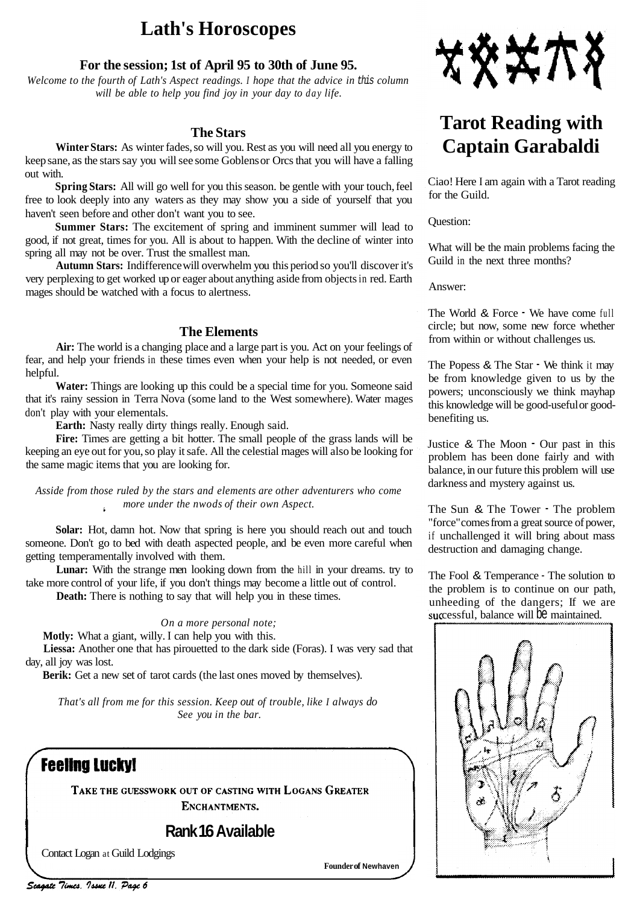# Lath's Horoscopes

**For the session; 1st of April 95 to 30th of June 95.**

*Welcome to the fourth of Lath's Aspect readings. I hope that the advice in this column will be able to help you find joy in your day to day life.*

## The Stars

**Winter Stars:** As winter fades, so will you. Rest as you will need all you energy to keep sane, as the stars say you will see some Goblens or Orcs that you will have a falling out with.

**Spring Stars:** All will go well for you this season. be gentle with your touch, feel free to look deeply into any waters as they may show you a side of yourself that you haven't seen before and other don't want you to see.

**Summer Stars:** The excitement of spring and imminent summer will lead to good, if not great, times for you. All is about to happen. With the decline of winter into spring all may not be over. Trust the smallest man.

**Autumn Stars:** Indifference will overwhelm you this period so you'll discover it's very perplexing to get worked up or eager about anything aside from objects in red. Earth mages should be watched with a focus to alertness.

## The Elements

**Air:** The world is a changing place and a large part is you. Act on your feelings of fear, and help your friends in these times even when your help is not needed, or even helpful.

**Water:** Things are looking up this could be a special time for you. Someone said that it's rainy session in Terra Nova (some land to the West somewhere). Water mages don't play with your elementals.

**Earth:** Nasty really dirty things really. Enough said.

**Fire:** Times are getting a bit hotter. The small people of the grass lands will be keeping an eye out for you, so play it safe. All the celestial mages will also be looking for the same magic items that you are looking for.

*Aside from those ruled by the stars and elements are other adventurers who come more under the nwods of their own Aspect.*

**Solar:** Hot, damn hot. Now that spring is here you should reach out and touch someone. Don't go to bed with death aspected people, and be even more careful when getting temperamentally involved with them.

**Lunar:** With the strange men looking down from the hill in your dreams. try to take more control of your life, if you don't things may become a little out of control.

**Death:** There is nothing to say that will help you in these times.

*On a more personal note;*

**Motly:** What a giant, willy. I can help you with this.

**Liessa:** Another one that has pirouetted to the dark side (Foras). I was very sad that day, all joy was lost.

**Berik:** Get a new set of tarot cards (the last ones moved by themselves).

*That's all from me for this session. Keep out of trouble, like I always do See you in the bar.*

---

**Feeling Lucky!**

TAKE THE GUESSWORK OUT OF CASTING WITH LOGANS GREATER ENCHANTMENTS.

**Rank 16 Available**

Contact Logan at Guild Lodgings

**Founder of Newhaven**

---

# Tarot Reading with Captain Garabaldi

Ciao! Here I am again with a Tarot reading for the Guild.

Question:

What will be the main problems facing the Guild in the next three months?

Answer:

The World & Force - We have come full circle; but now, some new force whether from within or without challenges us.

The Popess & The Star - We think it may be from knowledge given to us by the powers; unconsciously we think mayhap this knowledge will be good-useful or good-benefiting us.

Justice & The Moon - Our past in this problem has been done fairly and with balance, in our future this problem will use darkness and mystery against us.

The Sun & The Tower - The problem "force" comes from a great source of power, if unchallenged it will bring about mass destruction and damaging change.

The Fool & Temperance - The solution to the problem is to continue on our path, unheeding of the dangers; If we are successful, balance will be maintained.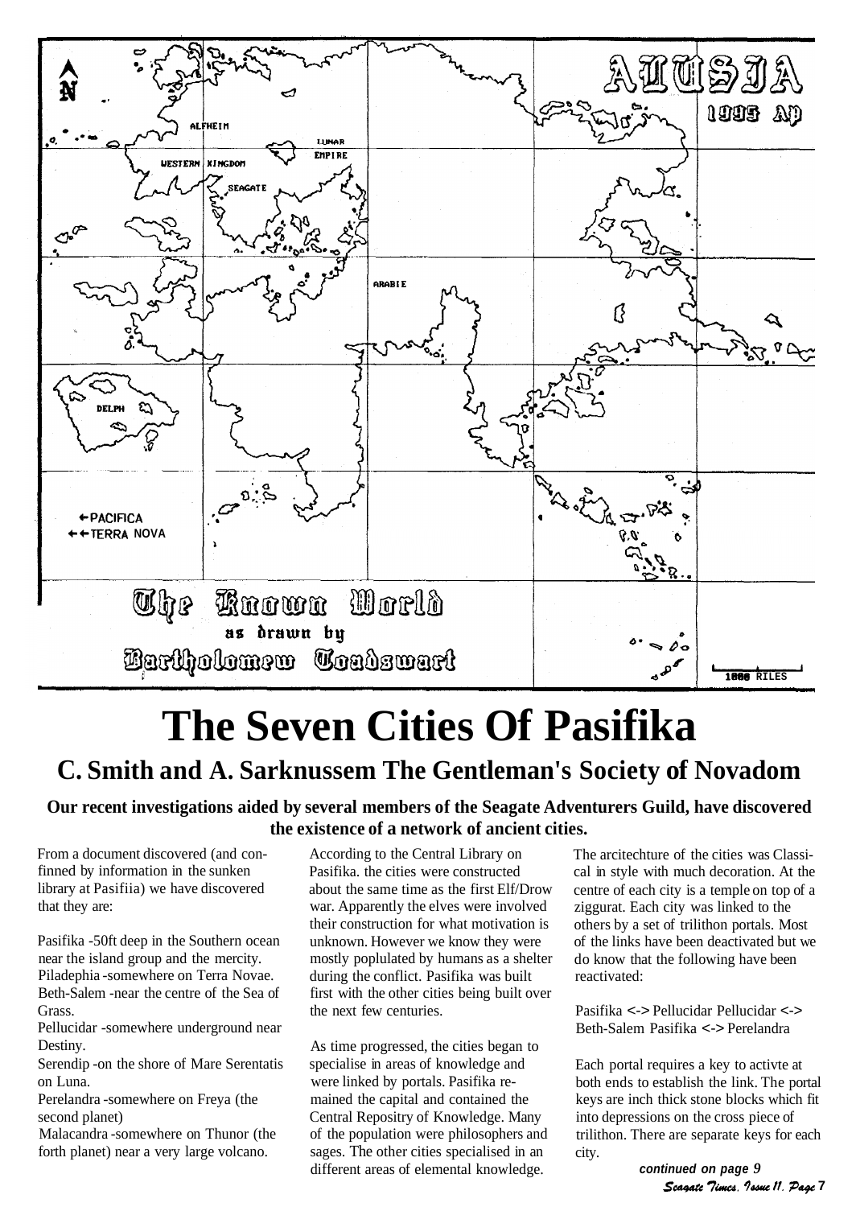ALUSIA

1995 AP

ALFHEIM

LUNAR EMPIRE

WESTERN KINGDOM

SEAGATE

ARABIE

DELPH

←PACIFICA

←←TERRA NOVA

The Known World

as drawn by

Bartholomew Toadswart

1000 MILES

# The Seven Cities Of Pasifika

## C. Smith and A. Sarknussem The Gentleman's Society of Novadom

**Our recent investigations aided by several members of the Seagate Adventurers Guild, have discovered the existence of a network of ancient cities.**

From a document discovered (and confinned by information in the sunken library at Pasifiia) we have discovered that they are:

Pasifika -50ft deep in the Southern ocean near the island group and the mercity.
Piladephia -somewhere on Terra Novae.
Beth-Salem -near the centre of the Sea of Grass.
Pellucidar -somewhere underground near Destiny.
Serendip -on the shore of Mare Serentatis on Luna.
Perelandra -somewhere on Freya (the second planet)
Malacandra -somewhere on Thunor (the forth planet) near a very large volcano.

According to the Central Library on Pasifika. the cities were constructed about the same time as the first Elf/Drow war. Apparently the elves were involved their construction for what motivation is unknown. However we know they were mostly poplulated by humans as a shelter during the conflict. Pasifika was built first with the other cities being built over the next few centuries.

As time progressed, the cities began to specialise in areas of knowledge and were linked by portals. Pasifika remained the capital and contained the Central Repositry of Knowledge. Many of the population were philosophers and sages. The other cities specialised in an different areas of elemental knowledge.

The arcitechture of the cities was Classical in style with much decoration. At the centre of each city is a temple on top of a ziggurat. Each city was linked to the others by a set of trilithon portals. Most of the links have been deactivated but we do know that the following have been reactivated:

Pasifika <-> Pellucidar Pellucidar <-> Beth-Salem Pasifika <-> Perelandra

Each portal requires a key to activte at both ends to establish the link. The portal keys are inch thick stone blocks which fit into depressions on the cross piece of trilithon. There are separate keys for each city.

*continued on page 9*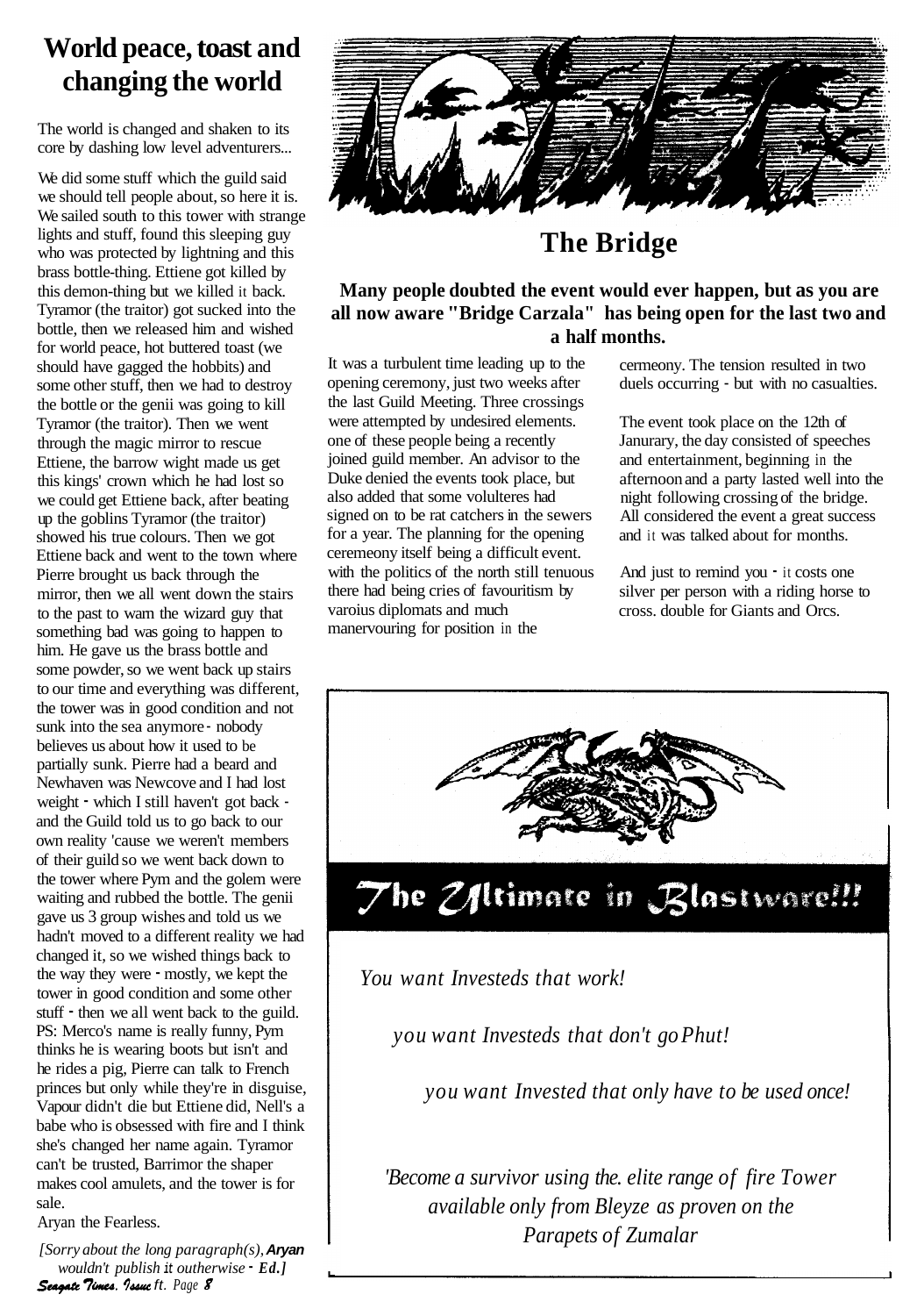# World peace, toast and changing the world

The world is changed and shaken to its core by dashing low level adventurers...

We did some stuff which the guild said we should tell people about, so here it is. We sailed south to this tower with strange lights and stuff, found this sleeping guy who was protected by lightning and this brass bottle-thing. Ettiene got killed by this demon-thing but we killed it back. Tyramor (the traitor) got sucked into the bottle, then we released him and wished for world peace, hot buttered toast (we should have gagged the hobbits) and some other stuff, then we had to destroy the bottle or the genii was going to kill Tyramor (the traitor). Then we went through the magic mirror to rescue Ettiene, the barrow wight made us get this kings' crown which he had lost so we could get Ettiene back, after beating up the goblins Tyramor (the traitor) showed his true colours. Then we got Ettiene back and went to the town where Pierre brought us back through the mirror, then we all went down the stairs to the past to warn the wizard guy that something bad was going to happen to him. He gave us the brass bottle and some powder, so we went back up stairs to our time and everything was different, the tower was in good condition and not sunk into the sea anymore - nobody believes us about how it used to be partially sunk. Pierre had a beard and Newhaven was Newcove and I had lost weight - which I still haven't got back - and the Guild told us to go back to our own reality 'cause we weren't members of their guild so we went back down to the tower where Pym and the golem were waiting and rubbed the bottle. The genii gave us 3 group wishes and told us we hadn't moved to a different reality we had changed it, so we wished things back to the way they were - mostly, we kept the tower in good condition and some other stuff - then we all went back to the guild. PS: Merco's name is really funny, Pym thinks he is wearing boots but isn't and he rides a pig, Pierre can talk to French princes but only while they're in disguise, Vapour didn't die but Ettiene did, Nell's a babe who is obsessed with fire and I think she's changed her name again. Tyramor can't be trusted, Barrimor the shaper makes cool amulets, and the tower is for sale.

Aryan the Fearless.

*[Sorry about the long paragraph(s), **Aryan** wouldn't publish it outherwise - **Ed.]***

# The Bridge

**Many people doubted the event would ever happen, but as you are all now aware "Bridge Carzala" has being open for the last two and a half months.**

It was a turbulent time leading up to the opening ceremony, just two weeks after the last Guild Meeting. Three crossings were attempted by undesired elements. one of these people being a recently joined guild member. An advisor to the Duke denied the events took place, but also added that some volulteres had signed on to be rat catchers in the sewers for a year. The planning for the opening ceremeony itself being a difficult event. with the politics of the north still tenuous there had being cries of favouritism by varoius diplomats and much manervouring for position in the cermeony. The tension resulted in two duels occurring - but with no casualties.

The event took place on the 12th of Janurary, the day consisted of speeches and entertainment, beginning in the afternoon and a party lasted well into the night following crossing of the bridge. All considered the event a great success and it was talked about for months.

And just to remind you - it costs one silver per person with a riding horse to cross. double for Giants and Orcs.

## The Ultimate in Blastware!!!

*You want Investeds that work!*

*you want Investeds that don't go Phut!*

*you want Invested that only have to be used once!*

*'Become a survivor using the. elite range of fire Tower available only from Bleyze as proven on the Parapets of Zumalar*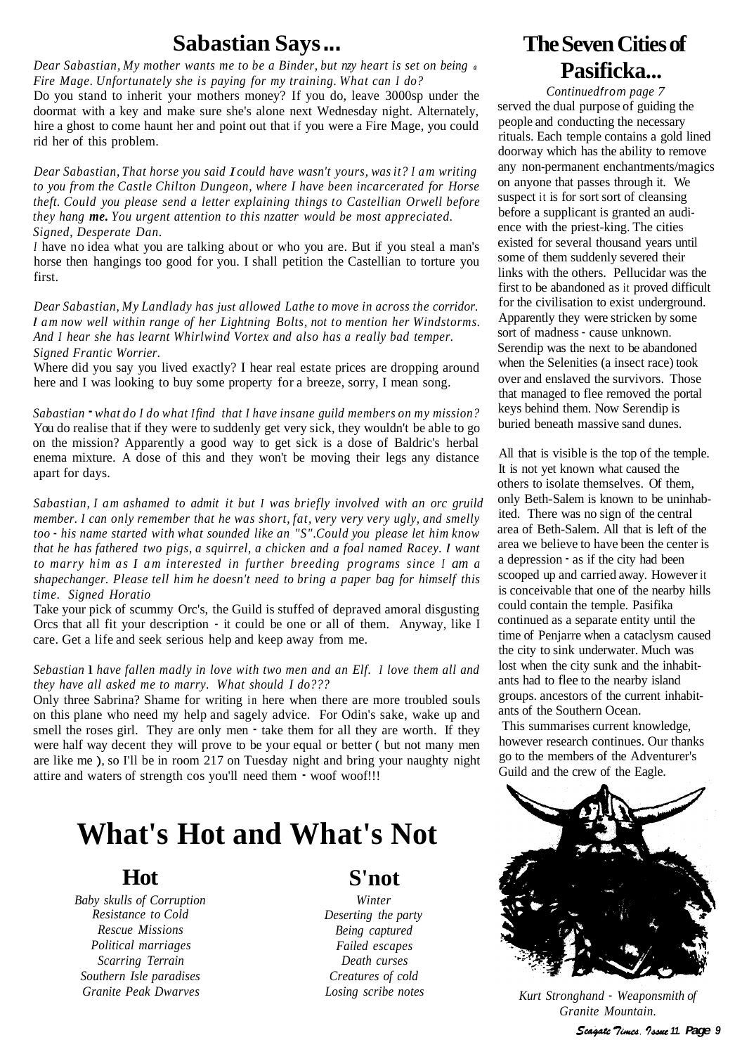## Sabastian Says...

*Dear Sabastian, My mother wants me to be a Binder, but nzy heart is set on being a Fire Mage. Unfortunately she is paying for my training. What can I do?*

Do you stand to inherit your mothers money? If you do, leave 3000sp under the doormat with a key and make sure she's alone next Wednesday night. Alternately, hire a ghost to come haunt her and point out that if you were a Fire Mage, you could rid her of this problem.

*Dear Sabastian, That horse you said **I** could have wasn't yours, was it? I am writing to you from the Castle Chilton Dungeon, where I have been incarcerated for Horse theft. Could you please send a letter explaining things to Castellian Orwell before they hang **me.** You urgent attention to this nzatter would be most appreciated. Signed, Desperate Dan.*

I have no idea what you are talking about or who you are. But if you steal a man's horse then hangings too good for you. I shall petition the Castellian to torture you first.

*Dear Sabastian, My Landlady has just allowed Lathe to move in across the corridor. **I** am now well within range of her Lightning Bolts, not to mention her Windstorms. And I hear she has learnt Whirlwind Vortex and also has a really bad temper. Signed Frantic Worrier.*

Where did you say you lived exactly? I hear real estate prices are dropping around here and I was looking to buy some property for a breeze, sorry, I mean song.

*Sabastian - what do I do what Ifind that I have insane guild members on my mission?*

You do realise that if they were to suddenly get very sick, they wouldn't be able to go on the mission? Apparently a good way to get sick is a dose of Baldric's herbal enema mixture. A dose of this and they won't be moving their legs any distance apart for days.

*Sabastian, I am ashamed to admit it but I was briefly involved with an orc gruild member. I can only remember that he was short, fat, very very very ugly, and smelly too - his name started with what sounded like an "S".Could you please let him know that he has fathered two pigs, a squirrel, a chicken and a foal named Racey. **I** want to marry him as **I** am interested in further breeding programs since I **am** a shapechanger. Please tell him he doesn't need to bring a paper bag for himself this time. Signed Horatio*

Take your pick of scummy Orc's, the Guild is stuffed of depraved amoral disgusting Orcs that all fit your description - it could be one or all of them. Anyway, like I care. Get a life and seek serious help and keep away from me.

*Sebastian* **1** *have fallen madly in love with two men and an Elf. I love them all and they have all asked me to marry. What should I do???*

Only three Sabrina? Shame for writing in here when there are more troubled souls on this plane who need my help and sagely advice. For Odin's sake, wake up and smell the roses girl. They are only men - take them for all they are worth. If they were half way decent they will prove to be your equal or better ( but not many men are like me ), so I'll be in room 217 on Tuesday night and bring your naughty night attire and waters of strength cos you'll need them - woof woof!!!

## The Seven Cities of Pasificka...

*Continuedfrom page 7*

served the dual purpose of guiding the people and conducting the necessary rituals. Each temple contains a gold lined doorway which has the ability to remove any non-permanent enchantments/magics on anyone that passes through it. We suspect it is for sort sort of cleansing before a supplicant is granted an audience with the priest-king. The cities existed for several thousand years until some of them suddenly severed their links with the others. Pellucidar was the first to be abandoned as it proved difficult for the civilisation to exist underground. Apparently they were stricken by some sort of madness - cause unknown. Serendip was the next to be abandoned when the Selenities (a insect race) took over and enslaved the survivors. Those that managed to flee removed the portal keys behind them. Now Serendip is buried beneath massive sand dunes.

All that is visible is the top of the temple. It is not yet known what caused the others to isolate themselves. Of them, only Beth-Salem is known to be uninhabited. There was no sign of the central area of Beth-Salem. All that is left of the area we believe to have been the center is a depression - as if the city had been scooped up and carried away. However it is conceivable that one of the nearby hills could contain the temple. Pasifika continued as a separate entity until the time of Penjarre when a cataclysm caused the city to sink underwater. Much was lost when the city sunk and the inhabitants had to flee to the nearby island groups. ancestors of the current inhabitants of the Southern Ocean.

This summarises current knowledge, however research continues. Our thanks go to the members of the Adventurer's Guild and the crew of the Eagle.

*Kurt Stronghand - Weaponsmith of Granite Mountain.*

# What's Hot and What's Not

| Hot | S'not |
|---|---|
| *Baby skulls of Corruption* | *Winter* |
| *Resistance to Cold* | *Deserting the party* |
| *Rescue Missions* | *Being captured* |
| *Political marriages* | *Failed escapes* |
| *Scarring Terrain* | *Death curses* |
| *Southern Isle paradises* | *Creatures of cold* |
| *Granite Peak Dwarves* | *Losing scribe notes* |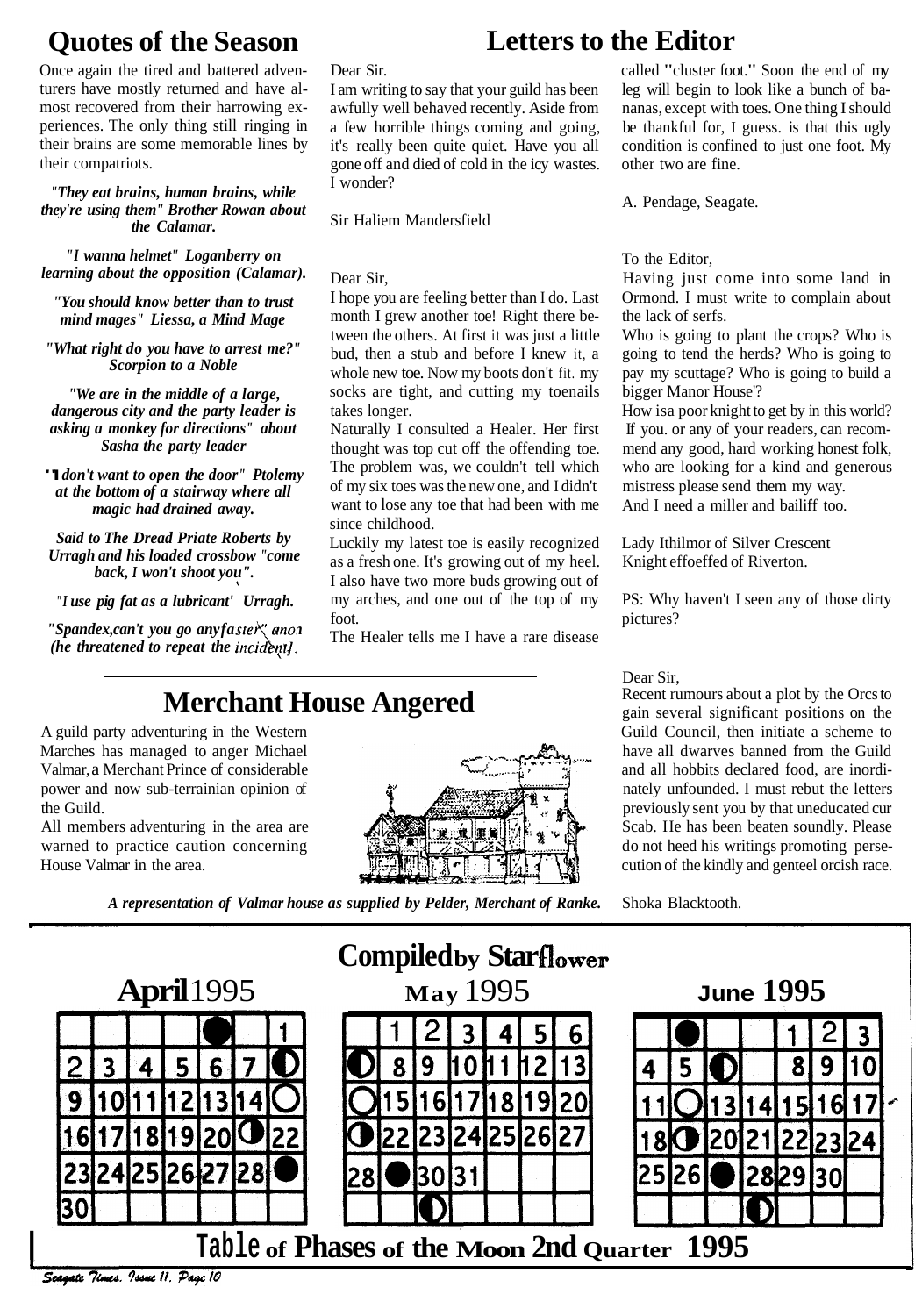## Quotes of the Season

Once again the tired and battered adventurers have mostly returned and have almost recovered from their harrowing experiences. The only thing still ringing in their brains are some memorable lines by their compatriots.

*"They eat brains, human brains, while they're using them" Brother Rowan about the Calamar.*

*"I wanna helmet" Loganberry on learning about the opposition (Calamar).*

*"You should know better than to trust mind mages" Liessa, a Mind Mage*

*"What right do you have to arrest me?" Scorpion to a Noble*

*"We are in the middle of a large, dangerous city and the party leader is asking a monkey for directions" about Sasha the party leader*

*"I don't want to open the door" Ptolemy at the bottom of a stairway where all magic had drained away.*

*Said to The Dread Priate Roberts by Urragh and his loaded crossbow "come back, I won't shoot you".*

*"I use pig fat as a lubricant' Urragh.*

*"Spandex,can't you go anyfaster" anon (he threatened to repeat the incident).*

## Letters to the Editor

Dear Sir.

I am writing to say that your guild has been awfully well behaved recently. Aside from a few horrible things coming and going, it's really been quite quiet. Have you all gone off and died of cold in the icy wastes. I wonder?

Sir Haliem Mandersfield

Dear Sir,

I hope you are feeling better than I do. Last month I grew another toe! Right there between the others. At first it was just a little bud, then a stub and before I knew it, a whole new toe. Now my boots don't fit. my socks are tight, and cutting my toenails takes longer.

Naturally I consulted a Healer. Her first thought was top cut off the offending toe. The problem was, we couldn't tell which of my six toes was the new one, and I didn't want to lose any toe that had been with me since childhood.

Luckily my latest toe is easily recognized as a fresh one. It's growing out of my heel. I also have two more buds growing out of my arches, and one out of the top of my foot.

The Healer tells me I have a rare disease called "cluster foot." Soon the end of my leg will begin to look like a bunch of bananas, except with toes. One thing I should be thankful for, I guess. is that this ugly condition is confined to just one foot. My other two are fine.

A. Pendage, Seagate.

To the Editor,

Having just come into some land in Ormond. I must write to complain about the lack of serfs.

Who is going to plant the crops? Who is going to tend the herds? Who is going to pay my scuttage? Who is going to build a bigger Manor House'?

How isa poor knight to get by in this world? If you. or any of your readers, can recommend any good, hard working honest folk, who are looking for a kind and generous mistress please send them my way.

And I need a miller and bailiff too.

Lady Ithilmor of Silver Crescent
Knight effoeffed of Riverton.

PS: Why haven't I seen any of those dirty pictures?

Dear Sir,

Recent rumours about a plot by the Orcs to gain several significant positions on the Guild Council, then initiate a scheme to have all dwarves banned from the Guild and all hobbits declared food, are inordinately unfounded. I must rebut the letters previously sent you by that uneducated cur Scab. He has been beaten soundly. Please do not heed his writings promoting persecution of the kindly and genteel orcish race.

Shoka Blacktooth.

## Merchant House Angered

A guild party adventuring in the Western Marches has managed to anger Michael Valmar, a Merchant Prince of considerable power and now sub-terrainian opinion of the Guild.

All members adventuring in the area are warned to practice caution concerning House Valmar in the area.

*A representation of Valmar house as supplied by Pelder, Merchant of Ranke.*

## Table of Phases of the Moon 2nd Quarter 1995

Compiled by Starflower

**April 1995**

| | | | | | | |
|---|---|---|---|---|---|---|
| | | | | ● | | 1 |
| 2 | 3 | 4 | 5 | 6 | 7 | ◐ |
| 9 | 10 | 11 | 12 | 13 | 14 | ○ |
| 16 | 17 | 18 | 19 | 20 | ◑ | 22 |
| 23 | 24 | 25 | 26 | 27 | 28 | ● |
| 30 | | | | | | |

**May 1995**

| | | | | | | |
|---|---|---|---|---|---|---|
| | 1 | 2 | 3 | 4 | 5 | 6 |
| ◐ | 8 | 9 | 10 | 11 | 12 | 13 |
| ○ | 15 | 16 | 17 | 18 | 19 | 20 |
| ◑ | 22 | 23 | 24 | 25 | 26 | 27 |
| 28 | ● | 30 | 31 | | | |
| | | ◐ | | | | |

**June 1995**

| | | | | | | |
|---|---|---|---|---|---|---|
| | ● | | | 1 | 2 | 3 |
| 4 | 5 | ◐ | | 8 | 9 | 10 |
| 11 | ○ | 13 | 14 | 15 | 16 | 17 |
| 18 | ◑ | 20 | 21 | 22 | 23 | 24 |
| 25 | 26 | ● | 28 | 29 | 30 | |
| | | | ◐ | | | |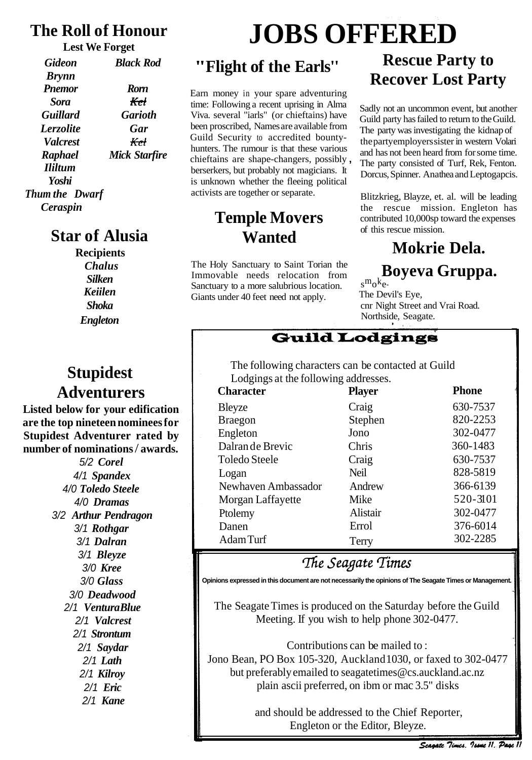# JOBS OFFERED

## The Roll of Honour

**Lest We Forget**

| | |
|---|---|
| *Gideon* | *Black Rod* |
| *Brynn* | |
| *Pnemor* | *Rorn* |
| *Sora* | *~~Kel~~* |
| *Guillard* | *Garioth* |
| *Lerzolite* | *Gar* |
| *Valcrest* | *~~Kel~~* |
| *Raphael* | *Mick Starfire* |
| *Iliitum* | |
| *Yoshi* | |
| *Thum the Dwarf* | |
| *Ceraspin* | |

## Star of Alusia

**Recipients**

*Chalus*
*Silken*
*Keiilen*
*Shoka*
*Engleton*

## Stupidest Adventurers

**Listed below for your edification are the top nineteen nominees for Stupidest Adventurer rated by number of nominations / awards.**

5/2 *Corel*
4/1 *Spandex*
4/0 *Toledo Steele*
4/0 *Dramas*
3/2 *Arthur Pendragon*
3/1 *Rothgar*
3/1 *Dalran*
3/1 *Bleyze*
3/0 *Kree*
3/0 *Glass*
3/0 *Deadwood*
2/1 *VenturaBlue*
2/1 *Valcrest*
2/1 *Strontum*
2/1 *Saydar*
2/1 *Lath*
2/1 *Kilroy*
2/1 *Eric*
2/1 *Kane*

## "Flight of the Earls"

Earn money in your spare adventuring time: Following a recent uprising in Alma Viva. several "iarls" (or chieftains) have been proscribed, Names are available from Guild Security to accredited bounty-hunters. The rumour is that these various chieftains are shape-changers, possibly, berserkers, but probably not magicians. It is unknown whether the fleeing political activists are together or separate.

## Temple Movers Wanted

The Holy Sanctuary to Saint Torian the Immovable needs relocation from Sanctuary to a more salubrious location. Giants under 40 feet need not apply.

## Rescue Party to Recover Lost Party

Sadly not an uncommon event, but another Guild party has failed to return to the Guild. The party was investigating the kidnap of the party employers sister in western Volari and has not been heard from for some time. The party consisted of Turf, Rek, Fenton. Dorcus, Spinner. Anathea and Leptogapcis.

Blitzkrieg, Blayze, et. al. will be leading the rescue mission. Engleton has contributed 10,000sp toward the expenses of this rescue mission.

## Mokrie Dela.

## Boyeva Gruppa.

smoke.
The Devil's Eye,
cnr Night Street and Vrai Road.
Northside, Seagate.

## Guild Lodgings

The following characters can be contacted at Guild Lodgings at the following addresses.

| Character | Player | Phone |
|---|---|---|
| Bleyze | Craig | 630-7537 |
| Braegon | Stephen | 820-2253 |
| Engleton | Jono | 302-0477 |
| Dalran de Brevic | Chris | 360-1483 |
| Toledo Steele | Craig | 630-7537 |
| Logan | Neil | 828-5819 |
| Newhaven Ambassador | Andrew | 366-6139 |
| Morgan Laffayette | Mike | 520-3101 |
| Ptolemy | Alistair | 302-0477 |
| Danen | Errol | 376-6014 |
| Adam Turf | Terry | 302-2285 |

## *The Seagate Times*

**Opinions expressed in this document are not necessarily the opinions of The Seagate Times or Management.**

The Seagate Times is produced on the Saturday before the Guild Meeting. If you wish to help phone 302-0477.

Contributions can be mailed to :
Jono Bean, PO Box 105-320, Auckland 1030, or faxed to 302-0477
but preferably emailed to seagatetimes@cs.auckland.ac.nz
plain ascii preferred, on ibm or mac 3.5" disks

and should be addressed to the Chief Reporter,
Engleton or the Editor, Bleyze.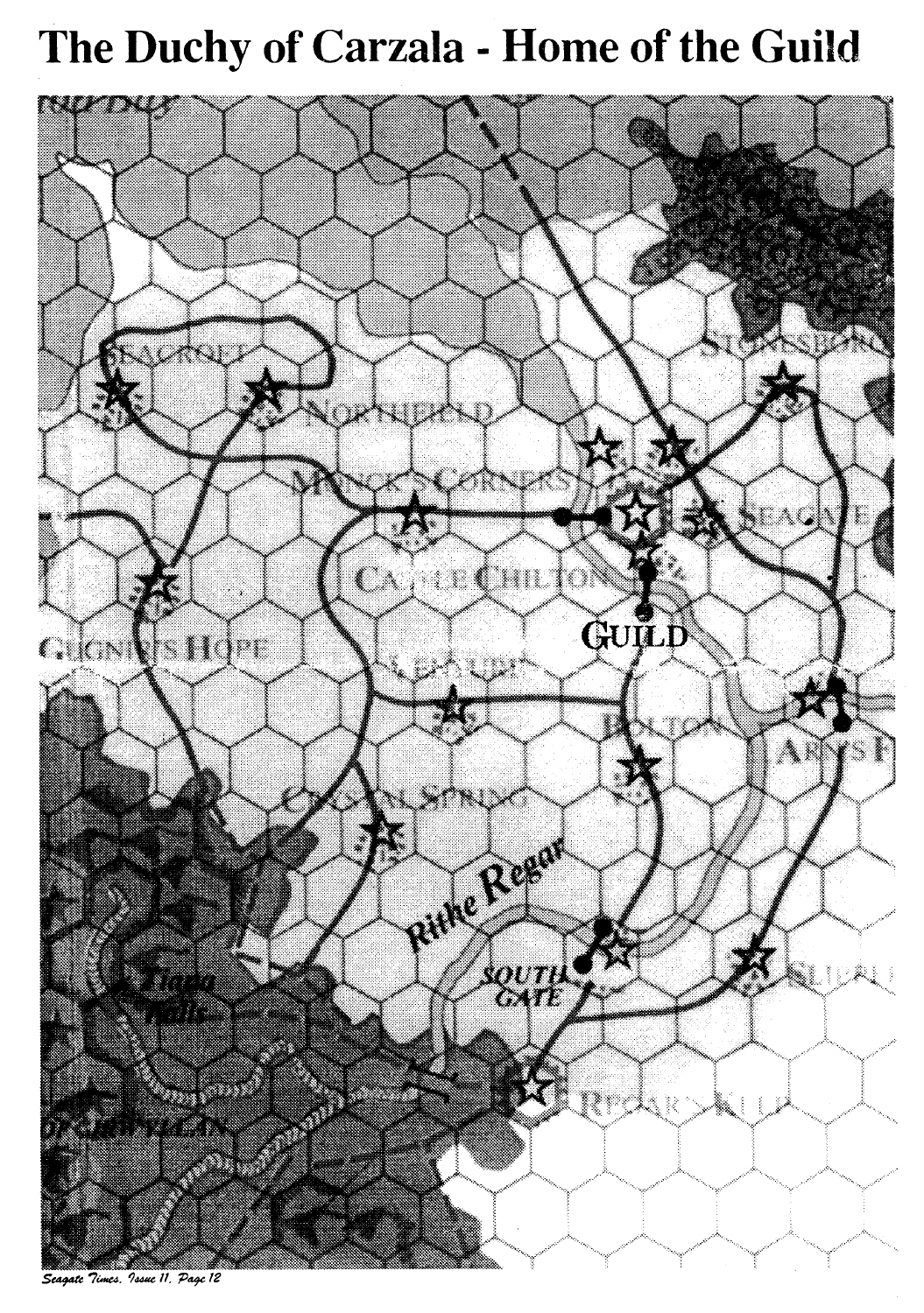# The Duchy of Carzala - Home of the Guild